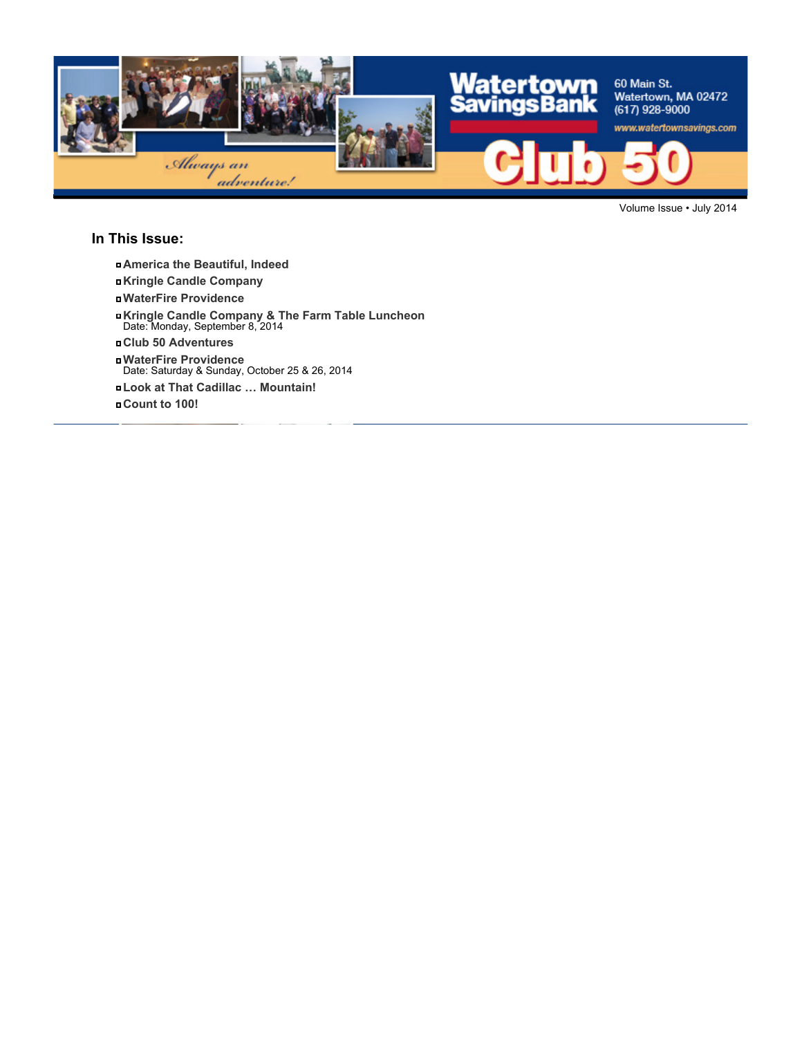Watertown Savings Bank

60 Main St.
Watertown, MA 02472
(617) 928-9000

www.watertownsavings.com

*Always an adventure!*

# Club 50

Volume Issue • July 2014

## In This Issue:

- **America the Beautiful, Indeed**
- **Kringle Candle Company**
- **WaterFire Providence**
- **Kringle Candle Company & The Farm Table Luncheon**
  Date: Monday, September 8, 2014
- **Club 50 Adventures**
- **WaterFire Providence**
  Date: Saturday & Sunday, October 25 & 26, 2014
- **Look at That Cadillac … Mountain!**
- **Count to 100!**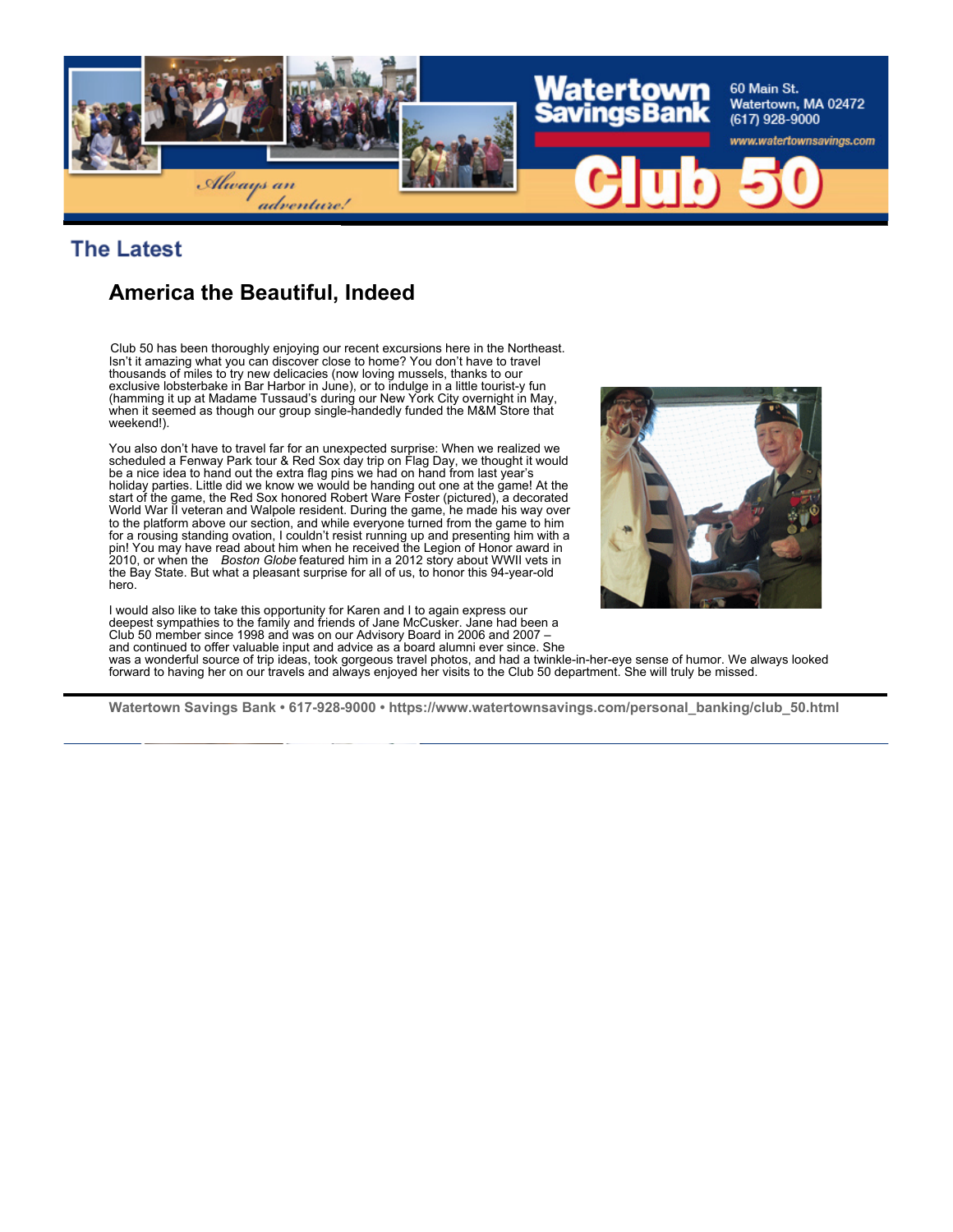## The Latest

### America the Beautiful, Indeed

Club 50 has been thoroughly enjoying our recent excursions here in the Northeast. Isn't it amazing what you can discover close to home? You don't have to travel thousands of miles to try new delicacies (now loving mussels, thanks to our exclusive lobsterbake in Bar Harbor in June), or to indulge in a little tourist-y fun (hamming it up at Madame Tussaud's during our New York City overnight in May, when it seemed as though our group single-handedly funded the M&M Store that weekend!).

You also don't have to travel far for an unexpected surprise: When we realized we scheduled a Fenway Park tour & Red Sox day trip on Flag Day, we thought it would be a nice idea to hand out the extra flag pins we had on hand from last year's holiday parties. Little did we know we would be handing out one at the game! At the start of the game, the Red Sox honored Robert Ware Foster (pictured), a decorated World War II veteran and Walpole resident. During the game, he made his way over to the platform above our section, and while everyone turned from the game to him for a rousing standing ovation, I couldn't resist running up and presenting him with a pin! You may have read about him when he received the Legion of Honor award in 2010, or when the *Boston Globe* featured him in a 2012 story about WWII vets in the Bay State. But what a pleasant surprise for all of us, to honor this 94-year-old hero.

I would also like to take this opportunity for Karen and I to again express our deepest sympathies to the family and friends of Jane McCusker. Jane had been a Club 50 member since 1998 and was on our Advisory Board in 2006 and 2007 – and continued to offer valuable input and advice as a board alumni ever since. She was a wonderful source of trip ideas, took gorgeous travel photos, and had a twinkle-in-her-eye sense of humor. We always looked forward to having her on our travels and always enjoyed her visits to the Club 50 department. She will truly be missed.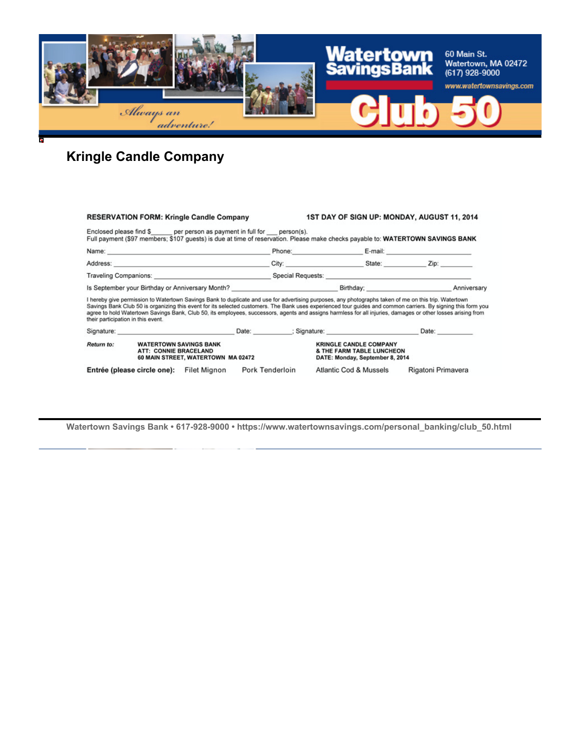Watertown Savings Bank

60 Main St.
Watertown, MA 02472
(617) 928-9000

www.watertownsavings.com

*Always an adventure!*

**Club 50**

# Kringle Candle Company

**RESERVATION FORM: Kringle Candle Company** **1ST DAY OF SIGN UP: MONDAY, AUGUST 11, 2014**

Enclosed please find $______ per person as payment in full for ___ person(s).
Full payment ($97 members; $107 guests) is due at time of reservation. Please make checks payable to: **WATERTOWN SAVINGS BANK**

Name: ________________________ Phone: ______________ E-mail: ______________

Address: ________________________ City: ______________ State: __________ Zip: ________

Traveling Companions: ________________________ Special Requests: ________________________

Is September your Birthday or Anniversary Month? ____________________ Birthday; ____________________ Anniversary

I hereby give permission to Watertown Savings Bank to duplicate and use for advertising purposes, any photographs taken of me on this trip. Watertown Savings Bank Club 50 is organizing this event for its selected customers. The Bank uses experienced tour guides and common carriers. By signing this form you agree to hold Watertown Savings Bank, Club 50, its employees, successors, agents and assigns harmless for all injuries, damages or other losses arising from their participation in this event.

Signature: ________________________ Date: __________; Signature: ________________________ Date: __________

*Return to:*

**WATERTOWN SAVINGS BANK**
**ATT: CONNIE BRACELAND**
**60 MAIN STREET, WATERTOWN MA 02472**

**KRINGLE CANDLE COMPANY**
**& THE FARM TABLE LUNCHEON**
**DATE: Monday, September 8, 2014**

**Entrée (please circle one):** Filet Mignon Pork Tenderloin Atlantic Cod & Mussels Rigatoni Primavera

Watertown Savings Bank • 617-928-9000 • https://www.watertownsavings.com/personal_banking/club_50.html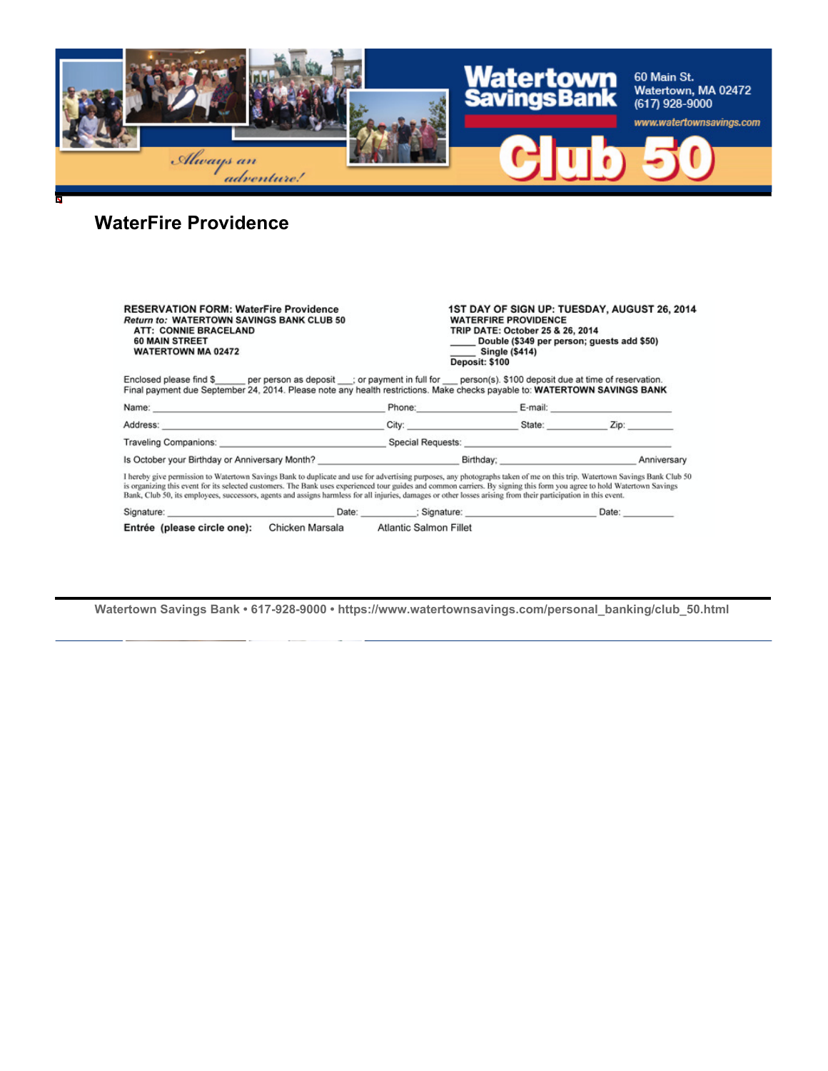# WaterFire Providence

**RESERVATION FORM: WaterFire Providence**
***Return to:*** **WATERTOWN SAVINGS BANK CLUB 50**
**ATT: CONNIE BRACELAND**
**60 MAIN STREET**
**WATERTOWN MA 02472**

**1ST DAY OF SIGN UP: TUESDAY, AUGUST 26, 2014**
**WATERFIRE PROVIDENCE**
**TRIP DATE: October 25 & 26, 2014**
**_____ Double ($349 per person; guests add $50)**
**_____ Single ($414)**
**Deposit: $100**

Enclosed please find $______ per person as deposit ___; or payment in full for ___ person(s). $100 deposit due at time of reservation. Final payment due September 24, 2014. Please note any health restrictions. Make checks payable to: **WATERTOWN SAVINGS BANK**

Name: ______________________ Phone: ______________ E-mail: ______________

Address: ______________________ City: ______________ State: ________ Zip: ________

Traveling Companions: ______________________ Special Requests: ______________________

Is October your Birthday or Anniversary Month? ______________________ Birthday; ______________________ Anniversary

I hereby give permission to Watertown Savings Bank to duplicate and use for advertising purposes, any photographs taken of me on this trip. Watertown Savings Bank Club 50 is organizing this event for its selected customers. The Bank uses experienced tour guides and common carriers. By signing this form you agree to hold Watertown Savings Bank, Club 50, its employees, successors, agents and assigns harmless for all injuries, damages or other losses arising from their participation in this event.

Signature: ______________________ Date: __________; Signature: ______________________ Date: __________

**Entrée (please circle one):** Chicken Marsala Atlantic Salmon Fillet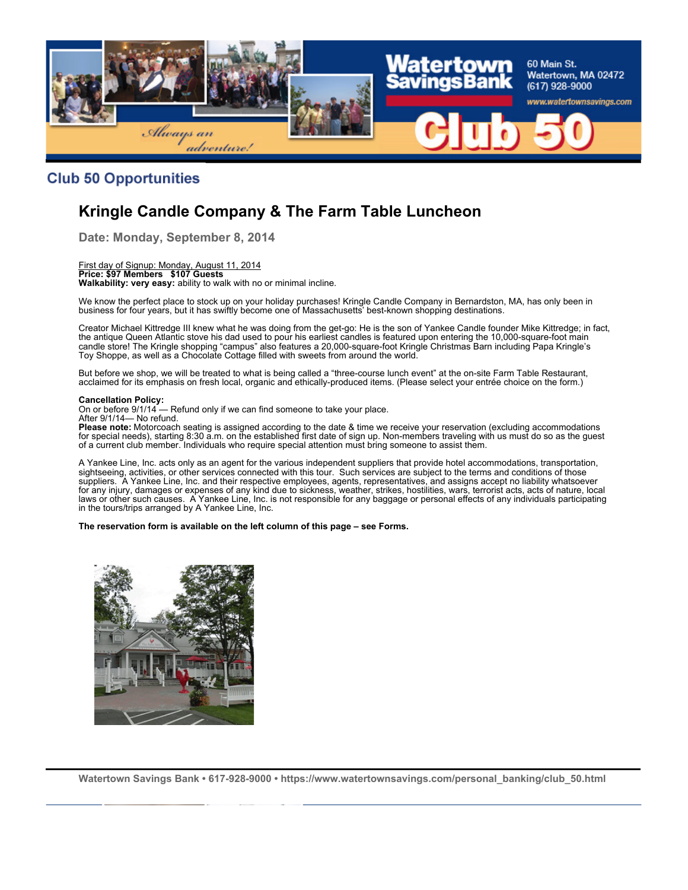## Club 50 Opportunities

# Kringle Candle Company & The Farm Table Luncheon

### Date: Monday, September 8, 2014

First day of Signup: Monday, August 11, 2014
**Price: $97 Members   $107 Guests**
**Walkability: very easy:** ability to walk with no or minimal incline.

We know the perfect place to stock up on your holiday purchases! Kringle Candle Company in Bernardston, MA, has only been in business for four years, but it has swiftly become one of Massachusetts' best-known shopping destinations.

Creator Michael Kittredge III knew what he was doing from the get-go: He is the son of Yankee Candle founder Mike Kittredge; in fact, the antique Queen Atlantic stove his dad used to pour his earliest candles is featured upon entering the 10,000-square-foot main candle store! The Kringle shopping "campus" also features a 20,000-square-foot Kringle Christmas Barn including Papa Kringle's Toy Shoppe, as well as a Chocolate Cottage filled with sweets from around the world.

But before we shop, we will be treated to what is being called a "three-course lunch event" at the on-site Farm Table Restaurant, acclaimed for its emphasis on fresh local, organic and ethically-produced items. (Please select your entrée choice on the form.)

**Cancellation Policy:**
On or before 9/1/14 — Refund only if we can find someone to take your place.
After 9/1/14— No refund.
**Please note:** Motorcoach seating is assigned according to the date & time we receive your reservation (excluding accommodations for special needs), starting 8:30 a.m. on the established first date of sign up. Non-members traveling with us must do so as the guest of a current club member. Individuals who require special attention must bring someone to assist them.

A Yankee Line, Inc. acts only as an agent for the various independent suppliers that provide hotel accommodations, transportation, sightseeing, activities, or other services connected with this tour. Such services are subject to the terms and conditions of those suppliers. A Yankee Line, Inc. and their respective employees, agents, representatives, and assigns accept no liability whatsoever for any injury, damages or expenses of any kind due to sickness, weather, strikes, hostilities, wars, terrorist acts, acts of nature, local laws or other such causes. A Yankee Line, Inc. is not responsible for any baggage or personal effects of any individuals participating in the tours/trips arranged by A Yankee Line, Inc.

**The reservation form is available on the left column of this page – see Forms.**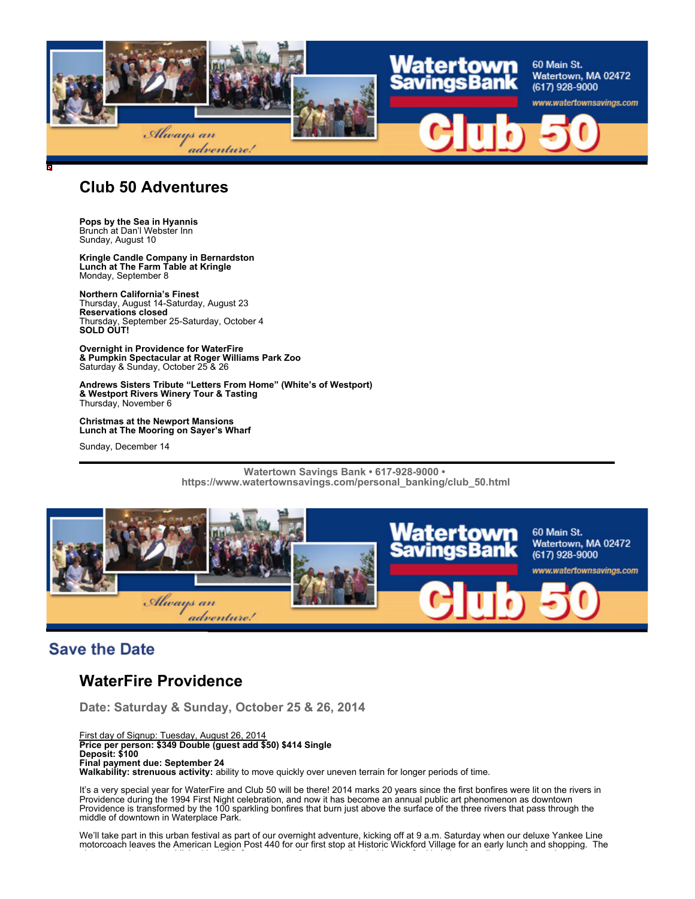# Club 50 Adventures

**Pops by the Sea in Hyannis**
Brunch at Dan'l Webster Inn
Sunday, August 10

**Kringle Candle Company in Bernardston**
**Lunch at The Farm Table at Kringle**
Monday, September 8

**Northern California's Finest**
Thursday, August 14-Saturday, August 23
**Reservations closed**
Thursday, September 25-Saturday, October 4
**SOLD OUT!**

**Overnight in Providence for WaterFire**
**& Pumpkin Spectacular at Roger Williams Park Zoo**
Saturday & Sunday, October 25 & 26

**Andrews Sisters Tribute "Letters From Home" (White's of Westport)**
**& Westport Rivers Winery Tour & Tasting**
Thursday, November 6

**Christmas at the Newport Mansions**
**Lunch at The Mooring on Sayer's Wharf**

Sunday, December 14

---

**Watertown Savings Bank • 617-928-9000 •**
**https://www.watertownsavings.com/personal_banking/club_50.html**

## Save the Date

# WaterFire Providence

### Date: Saturday & Sunday, October 25 & 26, 2014

First day of Signup: Tuesday, August 26, 2014
**Price per person: $349 Double (guest add $50) $414 Single**
**Deposit: $100**
**Final payment due: September 24**
**Walkability: strenuous activity:** ability to move quickly over uneven terrain for longer periods of time.

It's a very special year for WaterFire and Club 50 will be there! 2014 marks 20 years since the first bonfires were lit on the rivers in Providence during the 1994 First Night celebration, and now it has become an annual public art phenomenon as downtown Providence is transformed by the 100 sparkling bonfires that burn just above the surface of the three rivers that pass through the middle of downtown in Waterplace Park.

We'll take part in this urban festival as part of our overnight adventure, kicking off at 9 a.m. Saturday when our deluxe Yankee Line motorcoach leaves the American Legion Post 440 for our first stop at Historic Wickford Village for an early lunch and shopping. The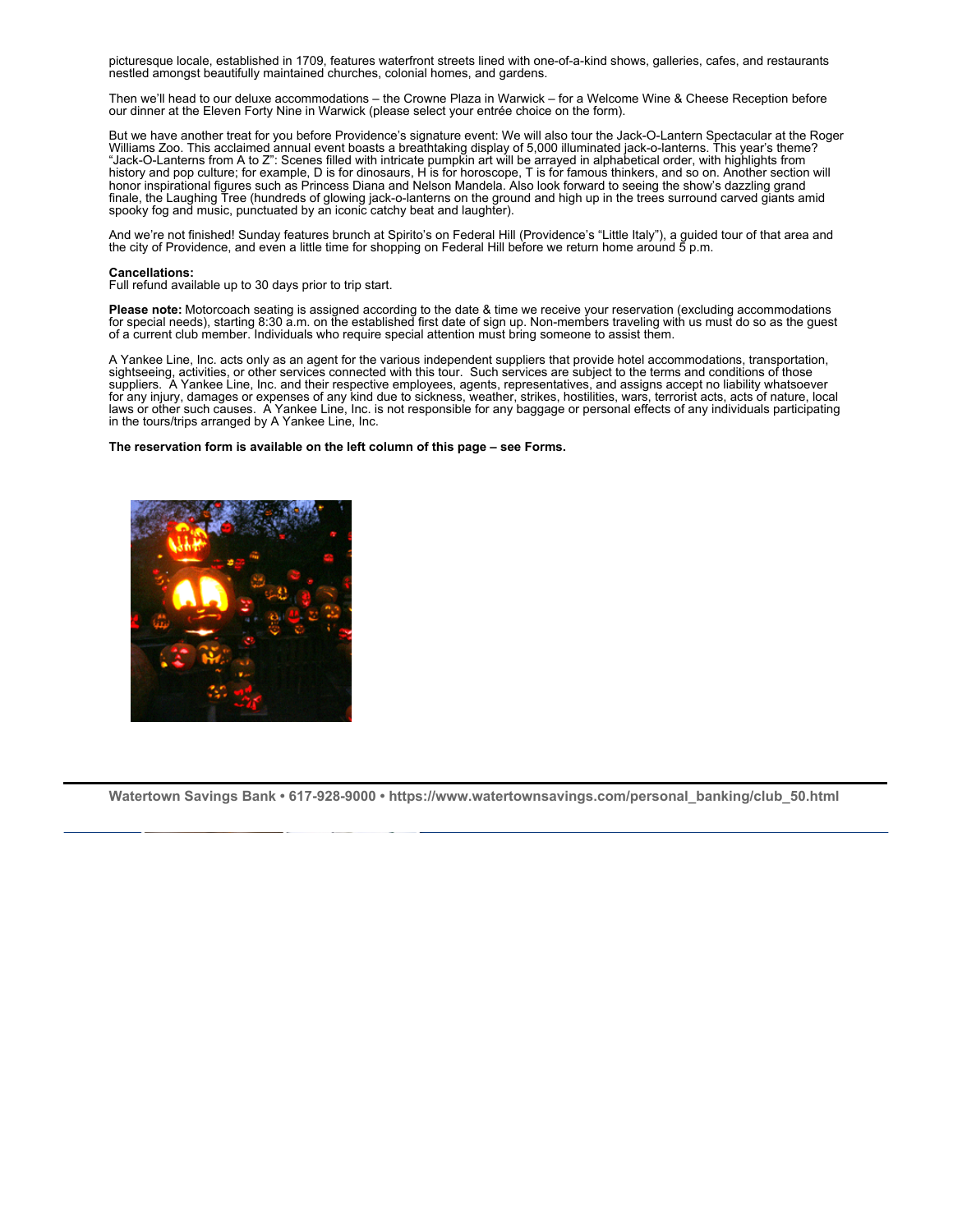picturesque locale, established in 1709, features waterfront streets lined with one-of-a-kind shows, galleries, cafes, and restaurants nestled amongst beautifully maintained churches, colonial homes, and gardens.

Then we'll head to our deluxe accommodations – the Crowne Plaza in Warwick – for a Welcome Wine & Cheese Reception before our dinner at the Eleven Forty Nine in Warwick (please select your entrée choice on the form).

But we have another treat for you before Providence's signature event: We will also tour the Jack-O-Lantern Spectacular at the Roger Williams Zoo. This acclaimed annual event boasts a breathtaking display of 5,000 illuminated jack-o-lanterns. This year's theme? "Jack-O-Lanterns from A to Z": Scenes filled with intricate pumpkin art will be arrayed in alphabetical order, with highlights from history and pop culture; for example, D is for dinosaurs, H is for horoscope, T is for famous thinkers, and so on. Another section will honor inspirational figures such as Princess Diana and Nelson Mandela. Also look forward to seeing the show's dazzling grand finale, the Laughing Tree (hundreds of glowing jack-o-lanterns on the ground and high up in the trees surround carved giants amid spooky fog and music, punctuated by an iconic catchy beat and laughter).

And we're not finished! Sunday features brunch at Spirito's on Federal Hill (Providence's "Little Italy"), a guided tour of that area and the city of Providence, and even a little time for shopping on Federal Hill before we return home around 5 p.m.

**Cancellations:**
Full refund available up to 30 days prior to trip start.

**Please note:** Motorcoach seating is assigned according to the date & time we receive your reservation (excluding accommodations for special needs), starting 8:30 a.m. on the established first date of sign up. Non-members traveling with us must do so as the guest of a current club member. Individuals who require special attention must bring someone to assist them.

A Yankee Line, Inc. acts only as an agent for the various independent suppliers that provide hotel accommodations, transportation, sightseeing, activities, or other services connected with this tour. Such services are subject to the terms and conditions of those suppliers. A Yankee Line, Inc. and their respective employees, agents, representatives, and assigns accept no liability whatsoever for any injury, damages or expenses of any kind due to sickness, weather, strikes, hostilities, wars, terrorist acts, acts of nature, local laws or other such causes. A Yankee Line, Inc. is not responsible for any baggage or personal effects of any individuals participating in the tours/trips arranged by A Yankee Line, Inc.

**The reservation form is available on the left column of this page – see Forms.**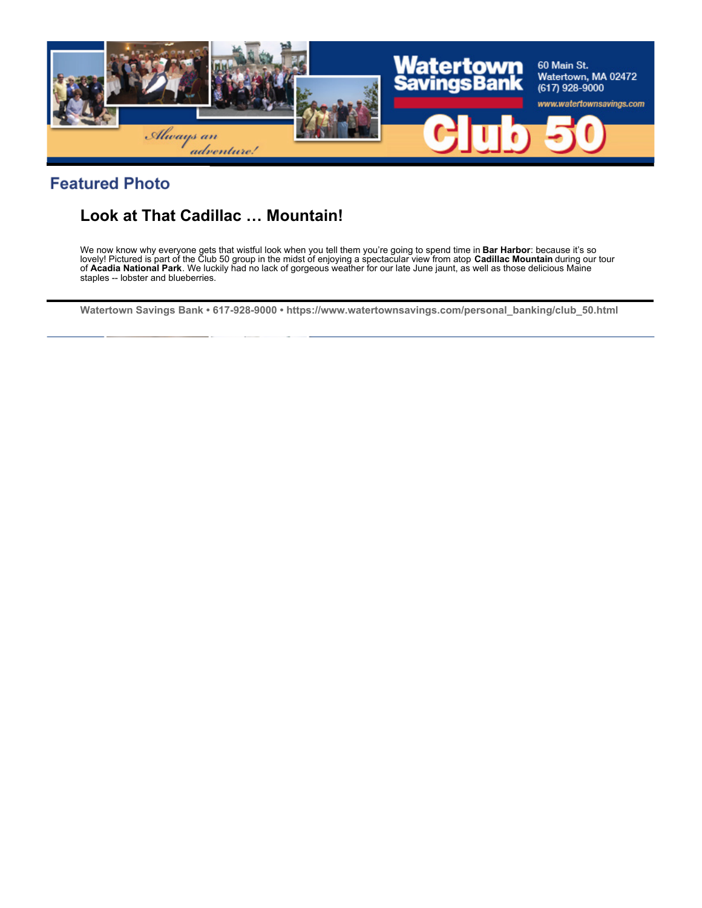## Featured Photo

### Look at That Cadillac … Mountain!

We now know why everyone gets that wistful look when you tell them you're going to spend time in **Bar Harbor**: because it's so lovely! Pictured is part of the Club 50 group in the midst of enjoying a spectacular view from atop **Cadillac Mountain** during our tour of **Acadia National Park**. We luckily had no lack of gorgeous weather for our late June jaunt, as well as those delicious Maine staples -- lobster and blueberries.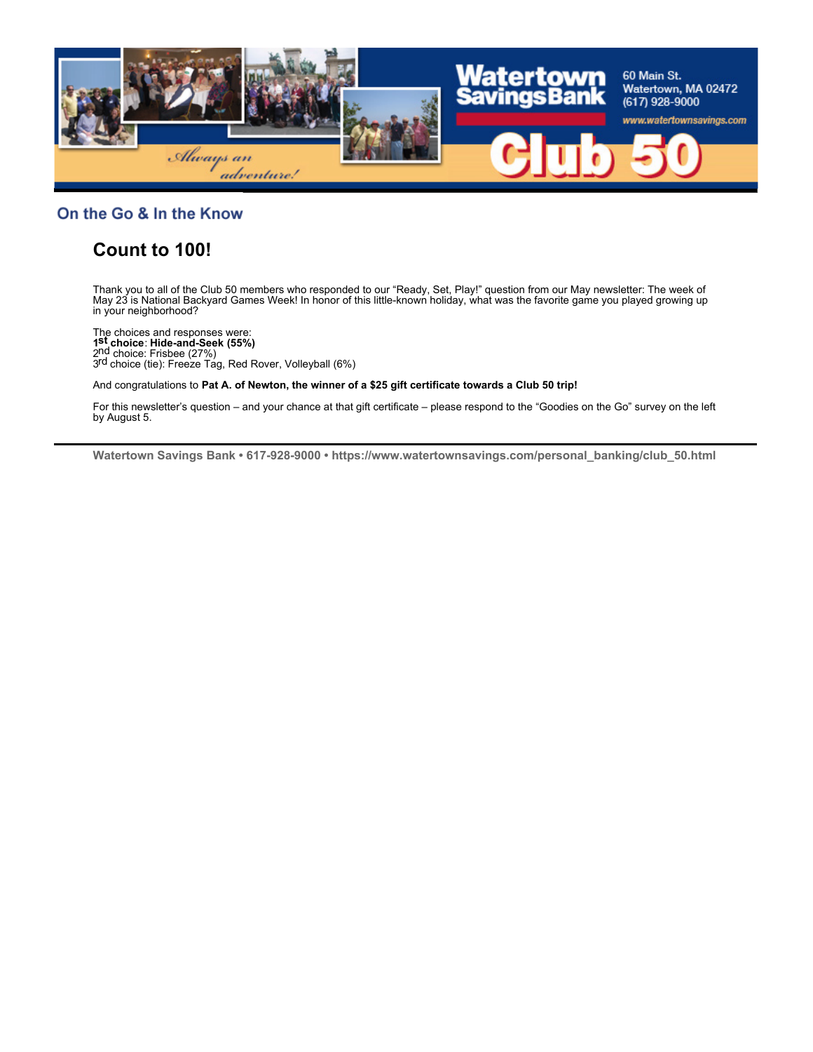Watertown Savings Bank

60 Main St.
Watertown, MA 02472
(617) 928-9000
www.watertownsavings.com

*Always an adventure!*

Club 50

## On the Go & In the Know

### Count to 100!

Thank you to all of the Club 50 members who responded to our "Ready, Set, Play!" question from our May newsletter: The week of May 23 is National Backyard Games Week! In honor of this little-known holiday, what was the favorite game you played growing up in your neighborhood?

The choices and responses were:
**1st choice**: **Hide-and-Seek (55%)**
2nd choice: Frisbee (27%)
3rd choice (tie): Freeze Tag, Red Rover, Volleyball (6%)

And congratulations to **Pat A. of Newton, the winner of a $25 gift certificate towards a Club 50 trip!**

For this newsletter's question – and your chance at that gift certificate – please respond to the "Goodies on the Go" survey on the left by August 5.

**Watertown Savings Bank • 617-928-9000 • https://www.watertownsavings.com/personal_banking/club_50.html**